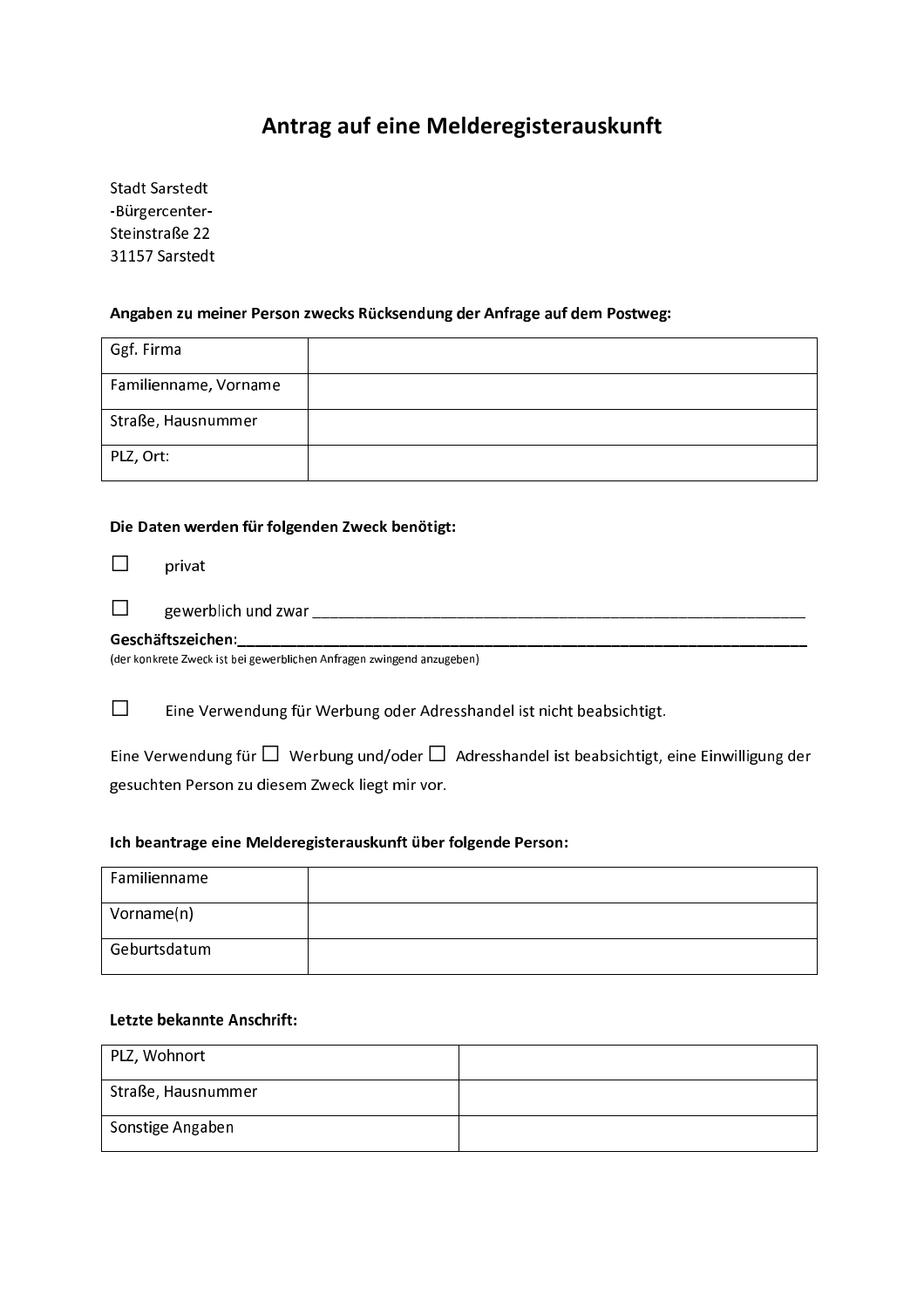# Antrag auf eine Melderegisterauskunft

Stadt Sarstedt
-Bürgercenter-
Steinstraße 22
31157 Sarstedt

**Angaben zu meiner Person zwecks Rücksendung der Anfrage auf dem Postweg:**

| | |
|---|---|
| Ggf. Firma | |
| Familienname, Vorname | |
| Straße, Hausnummer | |
| PLZ, Ort: | |

**Die Daten werden für folgenden Zweck benötigt:**

☐ privat

☐ gewerblich und zwar ________________________________________________

**Geschäftszeichen:**________________________________________________
(der konkrete Zweck ist bei gewerblichen Anfragen zwingend anzugeben)

☐ Eine Verwendung für Werbung oder Adresshandel ist nicht beabsichtigt.

Eine Verwendung für ☐ Werbung und/oder ☐ Adresshandel ist beabsichtigt, eine Einwilligung der gesuchten Person zu diesem Zweck liegt mir vor.

**Ich beantrage eine Melderegisterauskunft über folgende Person:**

| | |
|---|---|
| Familienname | |
| Vorname(n) | |
| Geburtsdatum | |

**Letzte bekannte Anschrift:**

| | |
|---|---|
| PLZ, Wohnort | |
| Straße, Hausnummer | |
| Sonstige Angaben | |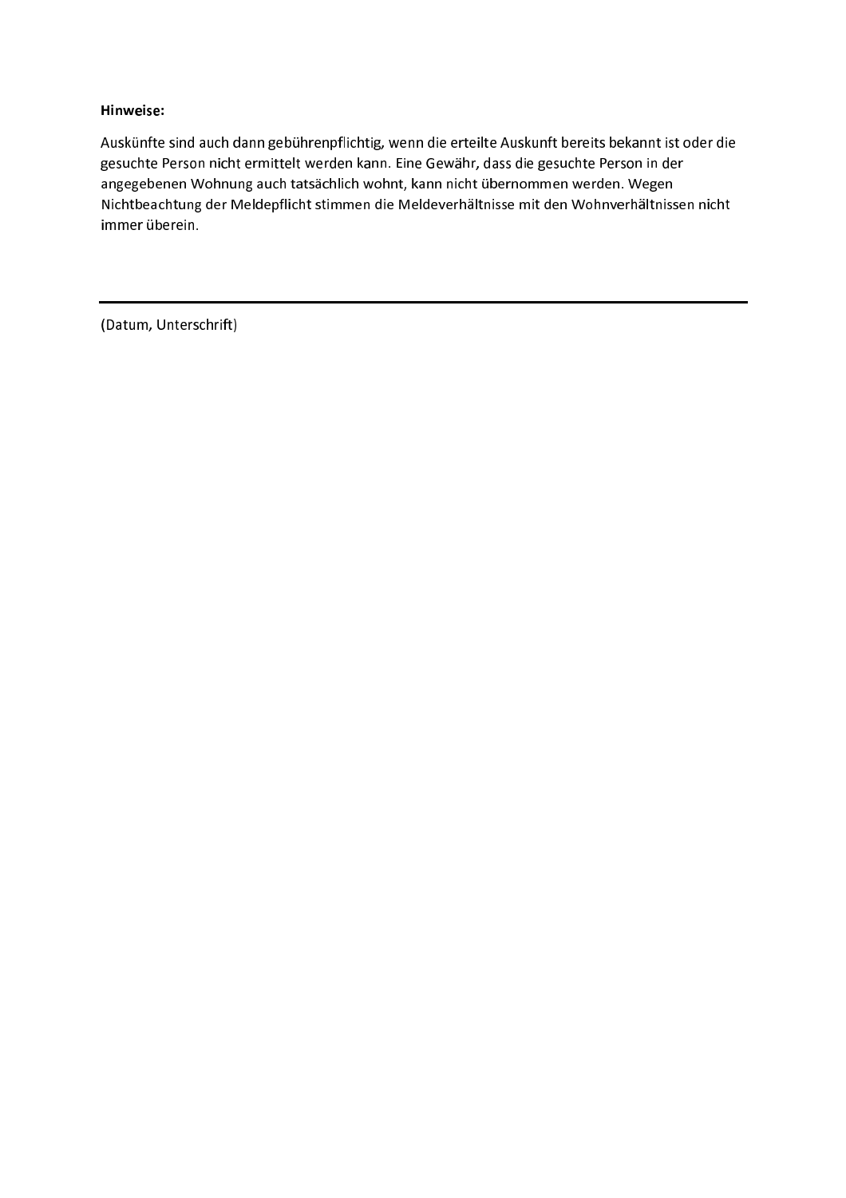**Hinweise:**

Auskünfte sind auch dann gebührenpflichtig, wenn die erteilte Auskunft bereits bekannt ist oder die gesuchte Person nicht ermittelt werden kann. Eine Gewähr, dass die gesuchte Person in der angegebenen Wohnung auch tatsächlich wohnt, kann nicht übernommen werden. Wegen Nichtbeachtung der Meldepflicht stimmen die Meldeverhältnisse mit den Wohnverhältnissen nicht immer überein.

---

(Datum, Unterschrift)